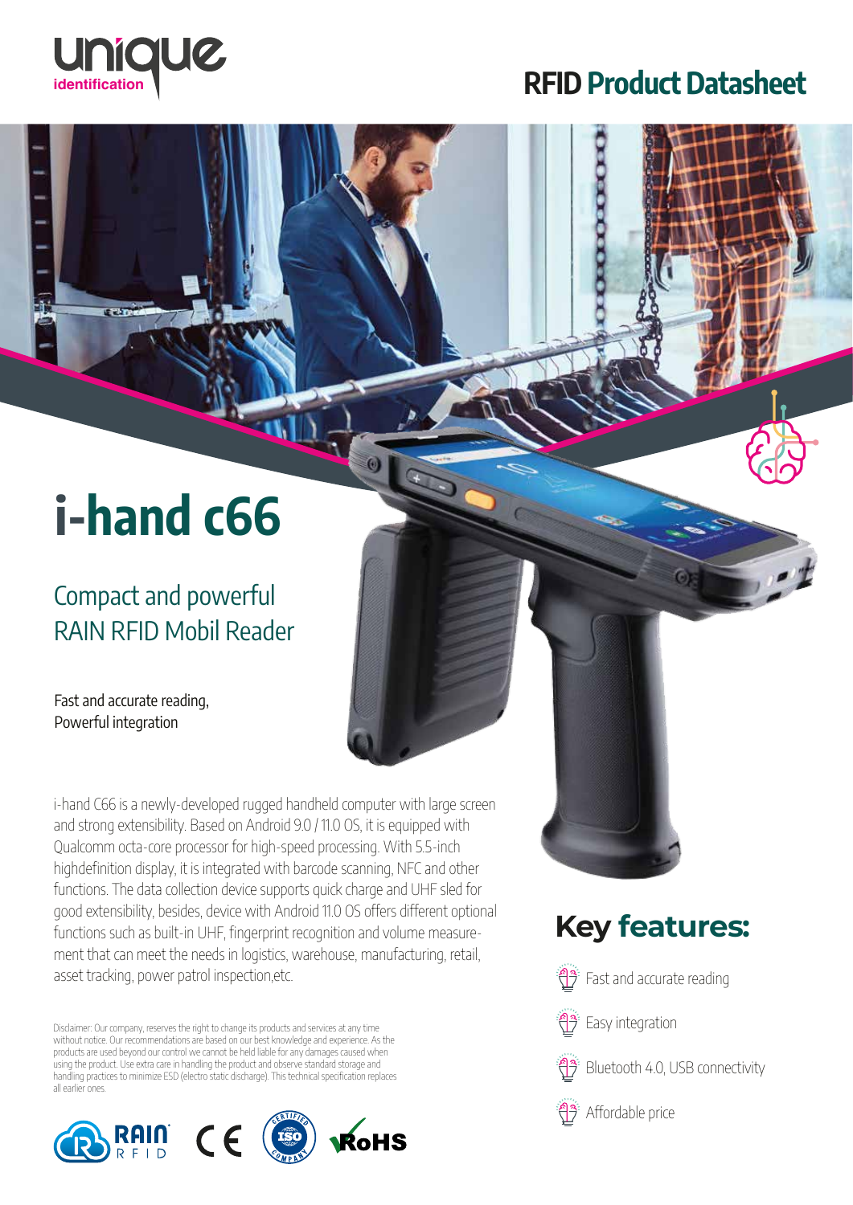unique identification

# RFID Product Datasheet

# i-hand c66

## Compact and powerful RAIN RFID Mobil Reader

Fast and accurate reading,
Powerful integration

i-hand C66 is a newly-developed rugged handheld computer with large screen and strong extensibility. Based on Android 9.0 / 11.0 OS, it is equipped with Qualcomm octa-core processor for high-speed processing. With 5.5-inch highdefinition display, it is integrated with barcode scanning, NFC and other functions. The data collection device supports quick charge and UHF sled for good extensibility, besides, device with Android 11.0 OS offers different optional functions such as built-in UHF, fingerprint recognition and volume measurement that can meet the needs in logistics, warehouse, manufacturing, retail, asset tracking, power patrol inspection,etc.

Disclaimer: Our company, reserves the right to change its products and services at any time without notice. Our recommendations are based on our best knowledge and experience. As the products are used beyond our control we cannot be held liable for any damages caused when using the product. Use extra care in handling the product and observe standard storage and handling practices to minimize ESD (electro static discharge). This technical specification replaces all earlier ones.

RAIN RFID CE ISO CERTIFIED COMPANY RoHS

## Key features:

- Fast and accurate reading
- Easy integration
- Bluetooth 4.0, USB connectivity
- Affordable price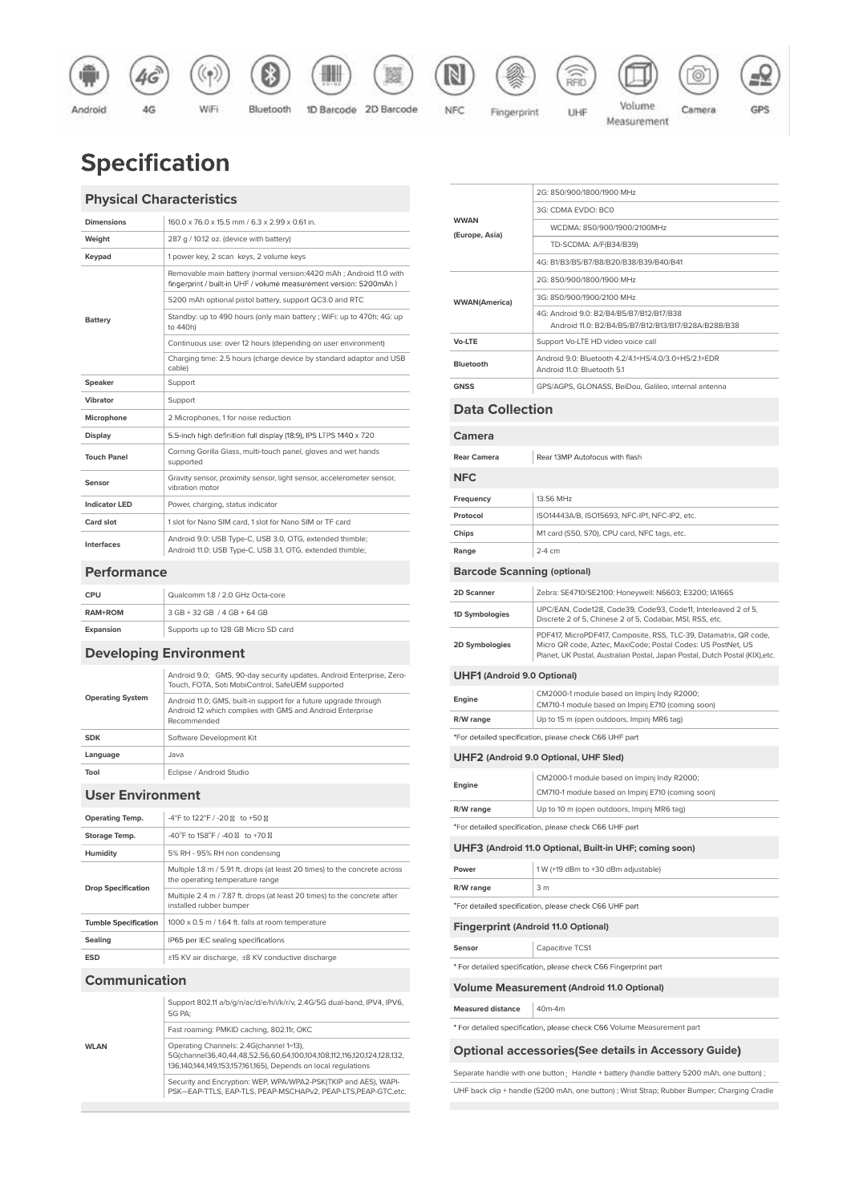Android 4G WiFi Bluetooth 1D Barcode 2D Barcode NFC Fingerprint UHF Volume Measurement Camera GPS

# Specification

## Physical Characteristics

| | |
|---|---|
| Dimensions | 160.0 x 76.0 x 15.5 mm / 6.3 x 2.99 x 0.61 in. |
| Weight | 287 g / 10.12 oz. (device with battery) |
| Keypad | 1 power key, 2 scan keys, 2 volume keys |
| Battery | Removable main battery (normal version:4420 mAh ; Android 11.0 with fingerprint / built-in UHF / volume measurement version: 5200mAh ) |
| | 5200 mAh optional pistol battery, support QC3.0 and RTC |
| | Standby: up to 490 hours (only main battery ; WiFi: up to 470h; 4G: up to 440h) |
| | Continuous use: over 12 hours (depending on user environment) |
| | Charging time: 2.5 hours (charge device by standard adaptor and USB cable) |
| Speaker | Support |
| Vibrator | Support |
| Microphone | 2 Microphones, 1 for noise reduction |
| Display | 5.5-inch high definition full display (18:9), IPS LTPS 1440 x 720 |
| Touch Panel | Corning Gorilla Glass, multi-touch panel, gloves and wet hands supported |
| Sensor | Gravity sensor, proximity sensor, light sensor, accelerometer sensor, vibration motor |
| Indicator LED | Power, charging, status indicator |
| Card slot | 1 slot for Nano SIM card, 1 slot for Nano SIM or TF card |
| Interfaces | Android 9.0: USB Type-C, USB 3.0, OTG, extended thimble; Android 11.0: USB Type-C, USB 3.1, OTG, extended thimble; |

## Performance

| | |
|---|---|
| CPU | Qualcomm 1.8 / 2.0 GHz Octa-core |
| RAM+ROM | 3 GB + 32 GB / 4 GB + 64 GB |
| Expansion | Supports up to 128 GB Micro SD card |

## Developing Environment

| | |
|---|---|
| Operating System | Android 9.0; GMS, 90-day security updates, Android Enterprise, Zero-Touch, FOTA, Soti MobiControl, SafeUEM supported |
| | Android 11.0; GMS, built-in support for a future upgrade through Android 12 which complies with GMS and Android Enterprise Recommended |
| SDK | Software Development Kit |
| Language | Java |
| Tool | Eclipse / Android Studio |

## User Environment

| | |
|---|---|
| Operating Temp. | -4°F to 122°F / -20 ℃ to +50 ℃ |
| Storage Temp. | -40°F to 158°F / -40 ℃ to +70 ℃ |
| Humidity | 5% RH - 95% RH non condensing |
| Drop Specification | Multiple 1.8 m / 5.91 ft. drops (at least 20 times) to the concrete across the operating temperature range |
| | Multiple 2.4 m / 7.87 ft. drops (at least 20 times) to the concrete after installed rubber bumper |
| Tumble Specification | 1000 x 0.5 m / 1.64 ft. falls at room temperature |
| Sealing | IP65 per IEC sealing specifications |
| ESD | ±15 KV air discharge, ±8 KV conductive discharge |

## Communication

| | |
|---|---|
| WLAN | Support 802.11 a/b/g/n/ac/d/e/h/i/k/r/v, 2.4G/5G dual-band, IPV4, IPV6, 5G PA; |
| | Fast roaming: PMKID caching, 802.11r, OKC |
| | Operating Channels: 2.4G(channel 1~13), 5G(channel36,40,44,48,52,56,60,64,100,104,108,112,116,120,124,128,132,136,140,144,149,153,157,161,165), Depends on local regulations |
| | Security and Encryption: WEP, WPA/WPA2-PSK(TKIP and AES), WAPI-PSK—EAP-TTLS, EAP-TLS, PEAP-MSCHAPv2, PEAP-LTS,PEAP-GTC,etc. |
| WWAN (Europe, Asia) | 2G: 850/900/1800/1900 MHz |
| | 3G: CDMA EVDO: BC0 |
| | WCDMA: 850/900/1900/2100MHz |
| | TD-SCDMA: A/F(B34/B39) |
| | 4G: B1/B3/B5/B7/B8/B20/B38/B39/B40/B41 |
| WWAN(America) | 2G: 850/900/1800/1900 MHz |
| | 3G: 850/900/1900/2100 MHz |
| | 4G: Android 9.0: B2/B4/B5/B7/B12/B17/B38 Android 11.0: B2/B4/B5/B7/B12/B13/B17/B28A/B28B/B38 |
| Vo-LTE | Support Vo-LTE HD video voice call |
| Bluetooth | Android 9.0: Bluetooth 4.2/4.1+HS/4.0/3.0+HS/2.1+EDR Android 11.0: Bluetooth 5.1 |
| GNSS | GPS/AGPS, GLONASS, BeiDou, Galileo, internal antenna |

## Data Collection

### Camera

| | |
|---|---|
| Rear Camera | Rear 13MP Autofocus with flash |

### NFC

| | |
|---|---|
| Frequency | 13.56 MHz |
| Protocol | ISO14443A/B, ISO15693, NFC-IP1, NFC-IP2, etc. |
| Chips | M1 card (S50, S70), CPU card, NFC tags, etc. |
| Range | 2-4 cm |

### Barcode Scanning (optional)

| | |
|---|---|
| 2D Scanner | Zebra: SE4710/SE2100; Honeywell: N6603; E3200; IA166S |
| 1D Symbologies | UPC/EAN, Code128, Code39, Code93, Code11, Interleaved 2 of 5, Discrete 2 of 5, Chinese 2 of 5, Codabar, MSI, RSS, etc. |
| 2D Symbologies | PDF417, MicroPDF417, Composite, RSS, TLC-39, Datamatrix, QR code, Micro QR code, Aztec, MaxiCode; Postal Codes: US PostNet, US Planet, UK Postal, Australian Postal, Japan Postal, Dutch Postal (KIX),etc. |

### UHF1 (Android 9.0 Optional)

| | |
|---|---|
| Engine | CM2000-1 module based on Impinj Indy R2000; CM710-1 module based on Impinj E710 (coming soon) |
| R/W range | Up to 15 m (open outdoors, Impinj MR6 tag) |

*For detailed specification, please check C66 UHF part

### UHF2 (Android 9.0 Optional, UHF Sled)

| | |
|---|---|
| Engine | CM2000-1 module based on Impinj Indy R2000; CM710-1 module based on Impinj E710 (coming soon) |
| R/W range | Up to 10 m (open outdoors, Impinj MR6 tag) |

*For detailed specification, please check C66 UHF part

### UHF3 (Android 11.0 Optional, Built-in UHF; coming soon)

| | |
|---|---|
| Power | 1 W (+19 dBm to +30 dBm adjustable) |
| R/W range | 3 m |

*For detailed specification, please check C66 UHF part

### Fingerprint (Android 11.0 Optional)

| | |
|---|---|
| Sensor | Capacitive TCS1 |

* For detailed specification, please check C66 Fingerprint part

### Volume Measurement (Android 11.0 Optional)

| | |
|---|---|
| Measured distance | 40m-4m |

* For detailed specification, please check C66 Volume Measurement part

## Optional accessories(See details in Accessory Guide)

Separate handle with one button; Handle + battery (handle battery 5200 mAh, one button) ;

UHF back clip + handle (5200 mAh, one button) ; Wrist Strap; Rubber Bumper; Charging Cradle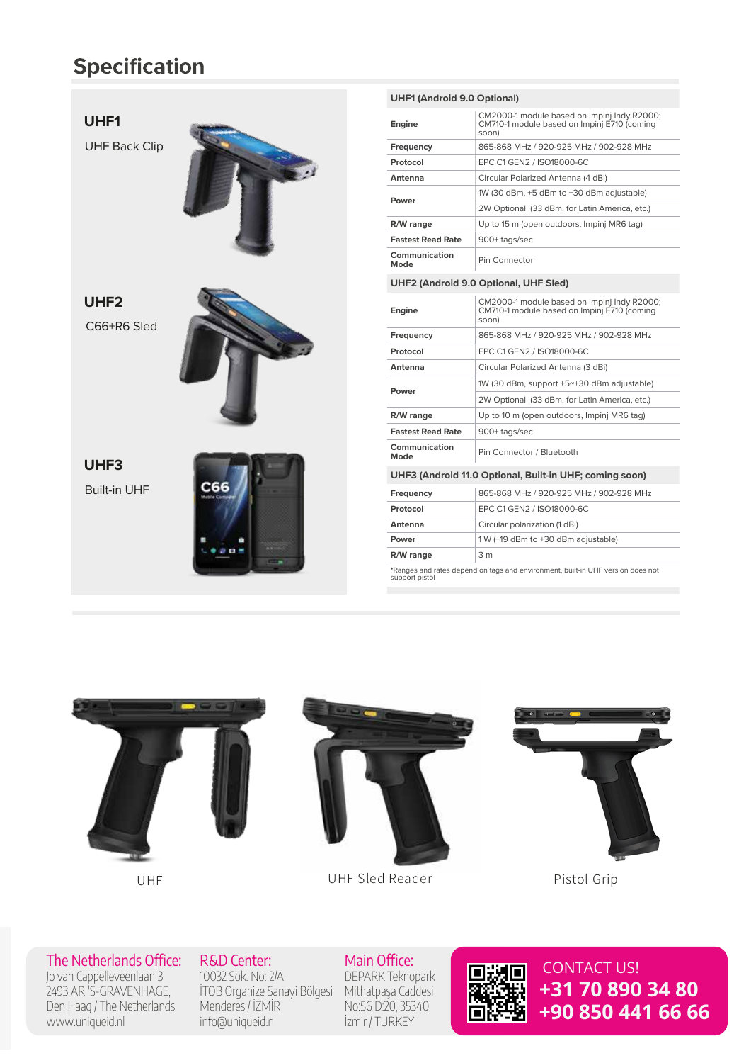## Specification

**UHF1**

UHF Back Clip

**UHF2**

C66+R6 Sled

**UHF3**

Built-in UHF

| | |
|---|---|
| **UHF1 (Android 9.0 Optional)** | |
| **Engine** | CM2000-1 module based on Impinj Indy R2000; CM710-1 module based on Impinj E710 (coming soon) |
| **Frequency** | 865-868 MHz / 920-925 MHz / 902-928 MHz |
| **Protocol** | EPC C1 GEN2 / ISO18000-6C |
| **Antenna** | Circular Polarized Antenna (4 dBi) |
| **Power** | 1W (30 dBm, +5 dBm to +30 dBm adjustable) |
| | 2W Optional (33 dBm, for Latin America, etc.) |
| **R/W range** | Up to 15 m (open outdoors, Impinj MR6 tag) |
| **Fastest Read Rate** | 900+ tags/sec |
| **Communication Mode** | Pin Connector |
| **UHF2 (Android 9.0 Optional, UHF Sled)** | |
| **Engine** | CM2000-1 module based on Impinj Indy R2000; CM710-1 module based on Impinj E710 (coming soon) |
| **Frequency** | 865-868 MHz / 920-925 MHz / 902-928 MHz |
| **Protocol** | EPC C1 GEN2 / ISO18000-6C |
| **Antenna** | Circular Polarized Antenna (3 dBi) |
| **Power** | 1W (30 dBm, support +5~+30 dBm adjustable) |
| | 2W Optional (33 dBm, for Latin America, etc.) |
| **R/W range** | Up to 10 m (open outdoors, Impinj MR6 tag) |
| **Fastest Read Rate** | 900+ tags/sec |
| **Communication Mode** | Pin Connector / Bluetooth |
| **UHF3 (Android 11.0 Optional, Built-in UHF; coming soon)** | |
| **Frequency** | 865-868 MHz / 920-925 MHz / 902-928 MHz |
| **Protocol** | EPC C1 GEN2 / ISO18000-6C |
| **Antenna** | Circular polarization (1 dBi) |
| **Power** | 1 W (+19 dBm to +30 dBm adjustable) |
| **R/W range** | 3 m |

*Ranges and rates depend on tags and environment, built-in UHF version does not support pistol

UHF

UHF Sled Reader

Pistol Grip

**The Netherlands Office:**
Jo van Cappelleveenlaan 3
2493 AR 'S-GRAVENHAGE,
Den Haag / The Netherlands
www.uniqueid.nl

**R&D Center:**
10032 Sok. No: 2/A
İTOB Organize Sanayi Bölgesi
Menderes / İZMİR
info@uniqueid.nl

**Main Office:**
DEPARK Teknopark
Mithatpaşa Caddesi
No:56 D:20, 35340
İzmir / TURKEY

CONTACT US!
**+31 70 890 34 80**
**+90 850 441 66 66**